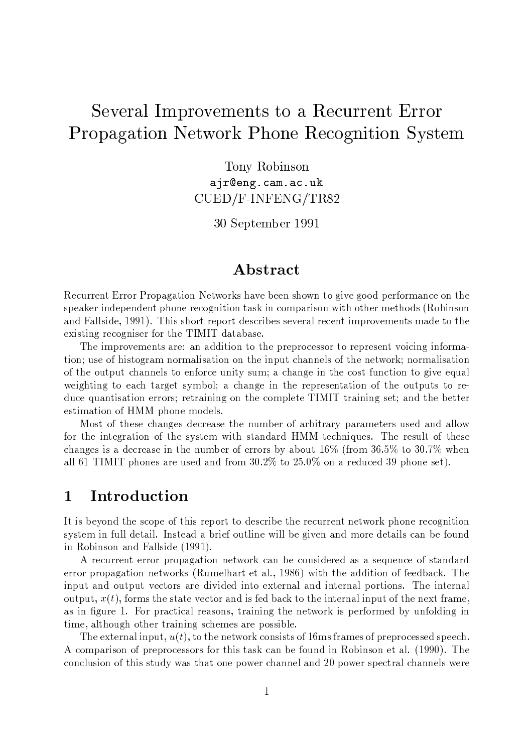# Several Improvements to a Recurrent Error Propagation Network Phone Recognition System

Tony Robinson
ajr@eng.cam.ac.uk
CUED/F-INFENG/TR82

30 September 1991

## Abstract

Recurrent Error Propagation Networks have been shown to give good performance on the speaker independent phone recognition task in comparison with other methods (Robinson and Fallside, 1991). This short report describes several recent improvements made to the existing recogniser for the TIMIT database.

The improvements are: an addition to the preprocessor to represent voicing information; use of histogram normalisation on the input channels of the network; normalisation of the output channels to enforce unity sum; a change in the cost function to give equal weighting to each target symbol; a change in the representation of the outputs to reduce quantisation errors; retraining on the complete TIMIT training set; and the better estimation of HMM phone models.

Most of these changes decrease the number of arbitrary parameters used and allow for the integration of the system with standard HMM techniques. The result of these changes is a decrease in the number of errors by about 16% (from 36.5% to 30.7% when all 61 TIMIT phones are used and from 30.2% to 25.0% on a reduced 39 phone set).

## 1 Introduction

It is beyond the scope of this report to describe the recurrent network phone recognition system in full detail. Instead a brief outline will be given and more details can be found in Robinson and Fallside (1991).

A recurrent error propagation network can be considered as a sequence of standard error propagation networks (Rumelhart et al., 1986) with the addition of feedback. The input and output vectors are divided into external and internal portions. The internal output, $x(t)$, forms the state vector and is fed back to the internal input of the next frame, as in figure 1. For practical reasons, training the network is performed by unfolding in time, although other training schemes are possible.

The external input, $u(t)$, to the network consists of 16ms frames of preprocessed speech. A comparison of preprocessors for this task can be found in Robinson et al. (1990). The conclusion of this study was that one power channel and 20 power spectral channels were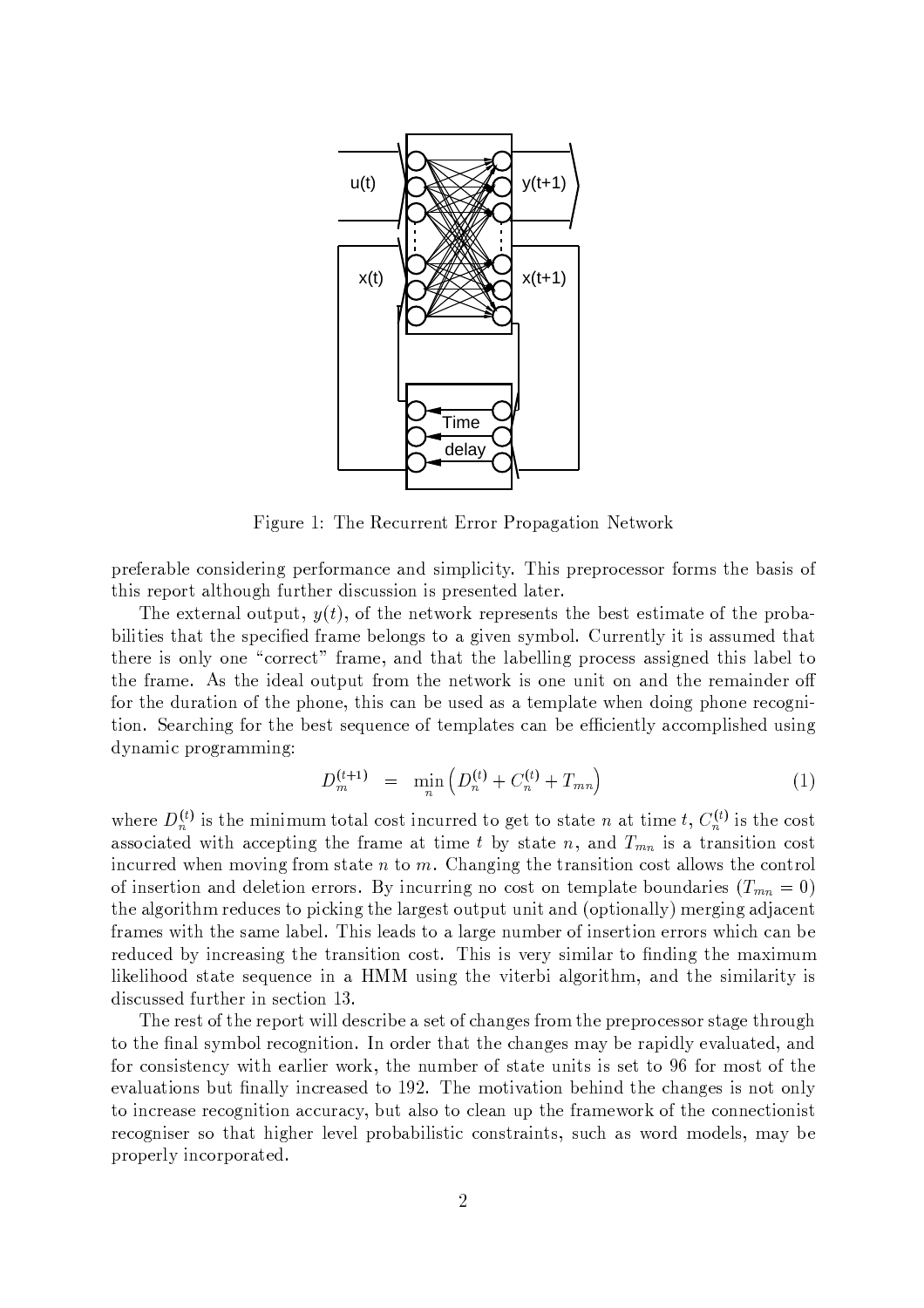u(t)

y(t+1)

x(t)

x(t+1)

Time

delay

Figure 1: The Recurrent Error Propagation Network

preferable considering performance and simplicity. This preprocessor forms the basis of this report although further discussion is presented later.

The external output, $y(t)$, of the network represents the best estimate of the probabilities that the specified frame belongs to a given symbol. Currently it is assumed that there is only one "correct" frame, and that the labelling process assigned this label to the frame. As the ideal output from the network is one unit on and the remainder off for the duration of the phone, this can be used as a template when doing phone recognition. Searching for the best sequence of templates can be efficiently accomplished using dynamic programming:

$$D_m^{(t+1)} \quad = \quad \min_n \left( D_n^{(t)} + C_n^{(t)} + T_{mn} \right) \tag{1}$$

where $D_n^{(t)}$ is the minimum total cost incurred to get to state $n$ at time $t$, $C_n^{(t)}$ is the cost associated with accepting the frame at time $t$ by state $n$, and $T_{mn}$ is a transition cost incurred when moving from state $n$ to $m$. Changing the transition cost allows the control of insertion and deletion errors. By incurring no cost on template boundaries ($T_{mn} = 0$) the algorithm reduces to picking the largest output unit and (optionally) merging adjacent frames with the same label. This leads to a large number of insertion errors which can be reduced by increasing the transition cost. This is very similar to finding the maximum likelihood state sequence in a HMM using the viterbi algorithm, and the similarity is discussed further in section 13.

The rest of the report will describe a set of changes from the preprocessor stage through to the final symbol recognition. In order that the changes may be rapidly evaluated, and for consistency with earlier work, the number of state units is set to 96 for most of the evaluations but finally increased to 192. The motivation behind the changes is not only to increase recognition accuracy, but also to clean up the framework of the connectionist recogniser so that higher level probabilistic constraints, such as word models, may be properly incorporated.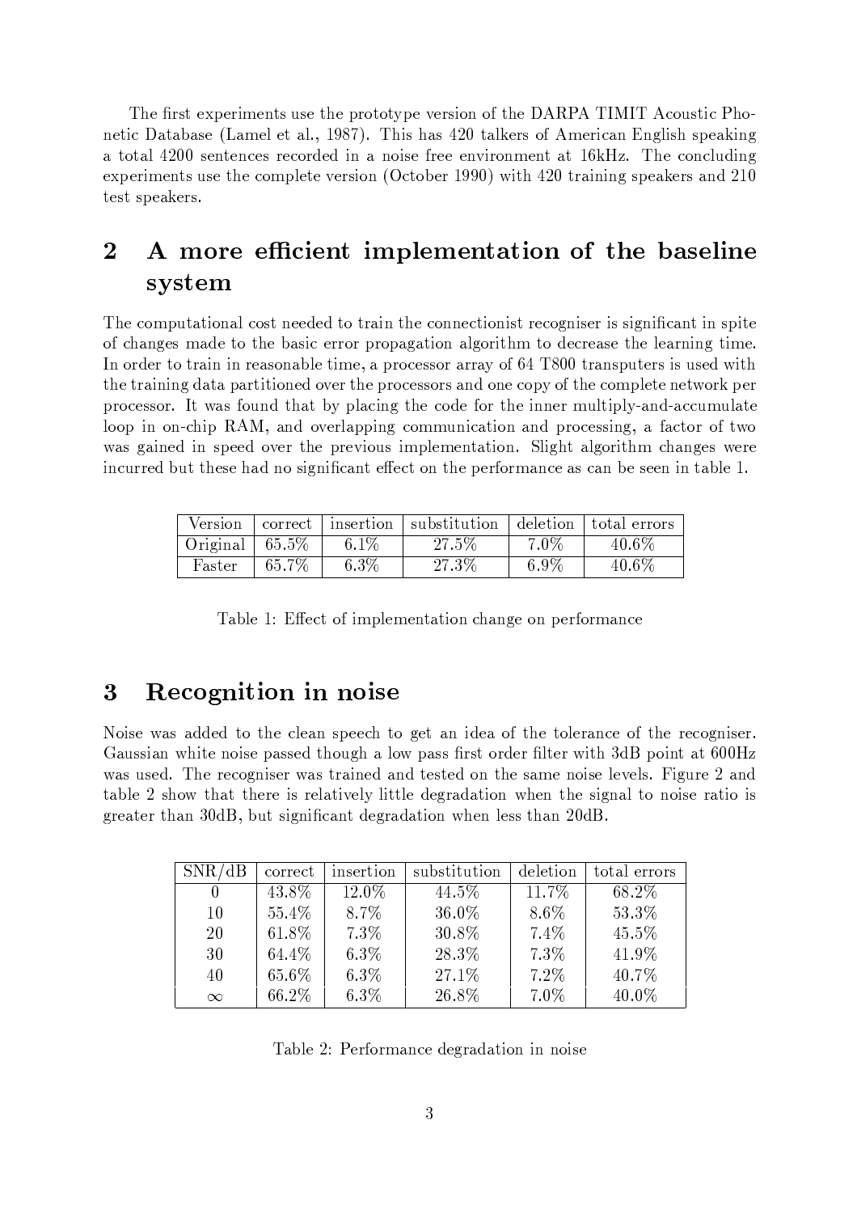The first experiments use the prototype version of the DARPA TIMIT Acoustic Phonetic Database (Lamel et al., 1987). This has 420 talkers of American English speaking a total 4200 sentences recorded in a noise free environment at 16kHz. The concluding experiments use the complete version (October 1990) with 420 training speakers and 210 test speakers.

## 2 A more efficient implementation of the baseline system

The computational cost needed to train the connectionist recogniser is significant in spite of changes made to the basic error propagation algorithm to decrease the learning time. In order to train in reasonable time, a processor array of 64 T800 transputers is used with the training data partitioned over the processors and one copy of the complete network per processor. It was found that by placing the code for the inner multiply-and-accumulate loop in on-chip RAM, and overlapping communication and processing, a factor of two was gained in speed over the previous implementation. Slight algorithm changes were incurred but these had no significant effect on the performance as can be seen in table 1.

| Version | correct | insertion | substitution | deletion | total errors |
|---|---|---|---|---|---|
| Original | 65.5% | 6.1% | 27.5% | 7.0% | 40.6% |
| Faster | 65.7% | 6.3% | 27.3% | 6.9% | 40.6% |

Table 1: Effect of implementation change on performance

## 3 Recognition in noise

Noise was added to the clean speech to get an idea of the tolerance of the recogniser. Gaussian white noise passed though a low pass first order filter with 3dB point at 600Hz was used. The recogniser was trained and tested on the same noise levels. Figure 2 and table 2 show that there is relatively little degradation when the signal to noise ratio is greater than 30dB, but significant degradation when less than 20dB.

| SNR/dB | correct | insertion | substitution | deletion | total errors |
|---|---|---|---|---|---|
| 0 | 43.8% | 12.0% | 44.5% | 11.7% | 68.2% |
| 10 | 55.4% | 8.7% | 36.0% | 8.6% | 53.3% |
| 20 | 61.8% | 7.3% | 30.8% | 7.4% | 45.5% |
| 30 | 64.4% | 6.3% | 28.3% | 7.3% | 41.9% |
| 40 | 65.6% | 6.3% | 27.1% | 7.2% | 40.7% |
| $\infty$ | 66.2% | 6.3% | 26.8% | 7.0% | 40.0% |

Table 2: Performance degradation in noise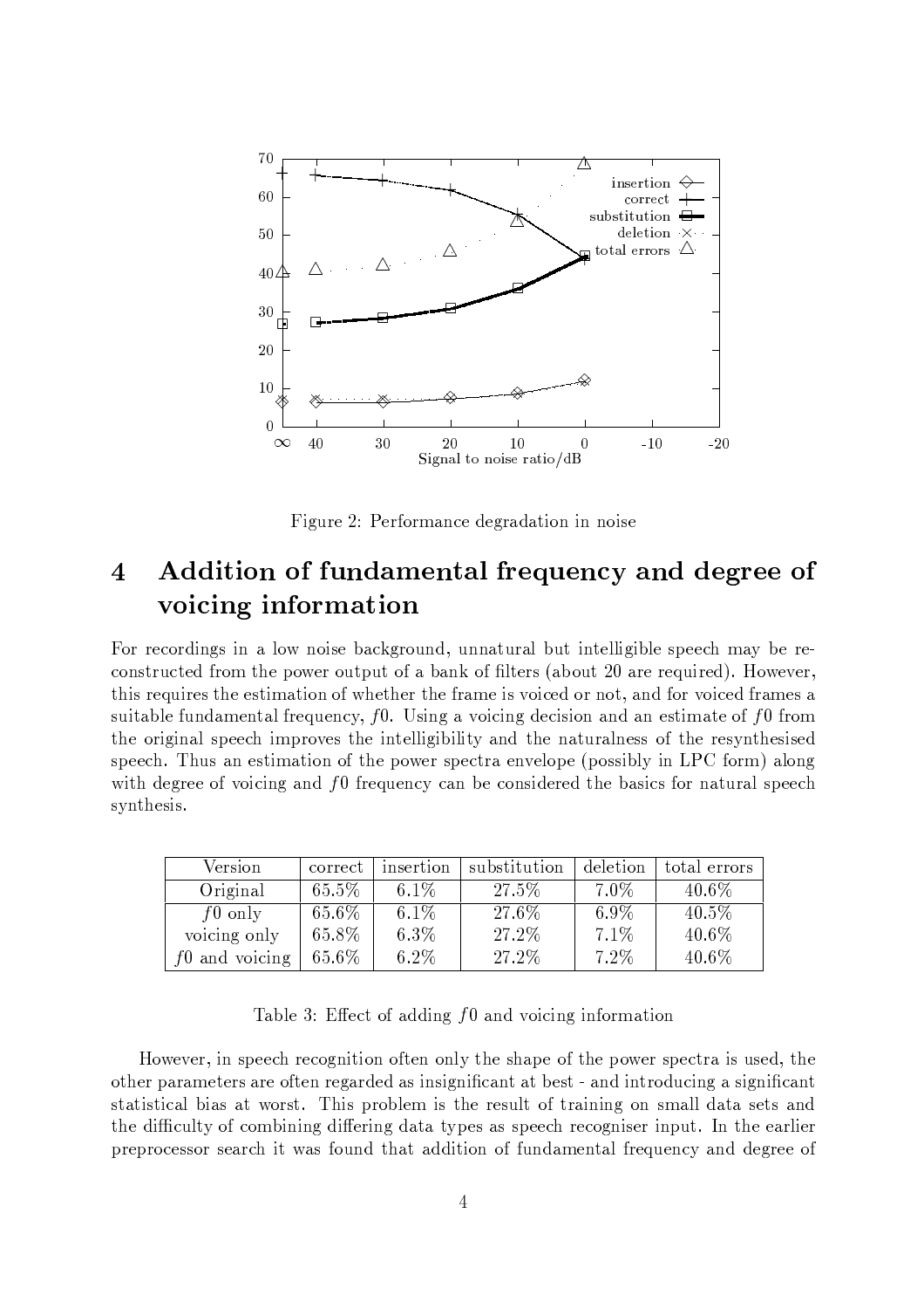70
60
50
40
30
20
10
0

∞ 40 30 20 10 0 -10 -20

Signal to noise ratio/dB

insertion
correct
substitution
deletion
total errors

Figure 2: Performance degradation in noise

# 4 Addition of fundamental frequency and degree of voicing information

For recordings in a low noise background, unnatural but intelligible speech may be reconstructed from the power output of a bank of filters (about 20 are required). However, this requires the estimation of whether the frame is voiced or not, and for voiced frames a suitable fundamental frequency, $f0$. Using a voicing decision and an estimate of $f0$ from the original speech improves the intelligibility and the naturalness of the resynthesised speech. Thus an estimation of the power spectra envelope (possibly in LPC form) along with degree of voicing and $f0$ frequency can be considered the basics for natural speech synthesis.

| Version | correct | insertion | substitution | deletion | total errors |
|---|---|---|---|---|---|
| Original | 65.5% | 6.1% | 27.5% | 7.0% | 40.6% |
| $f0$ only | 65.6% | 6.1% | 27.6% | 6.9% | 40.5% |
| voicing only | 65.8% | 6.3% | 27.2% | 7.1% | 40.6% |
| $f0$ and voicing | 65.6% | 6.2% | 27.2% | 7.2% | 40.6% |

Table 3: Effect of adding $f0$ and voicing information

However, in speech recognition often only the shape of the power spectra is used, the other parameters are often regarded as insignificant at best - and introducing a significant statistical bias at worst. This problem is the result of training on small data sets and the difficulty of combining differing data types as speech recogniser input. In the earlier preprocessor search it was found that addition of fundamental frequency and degree of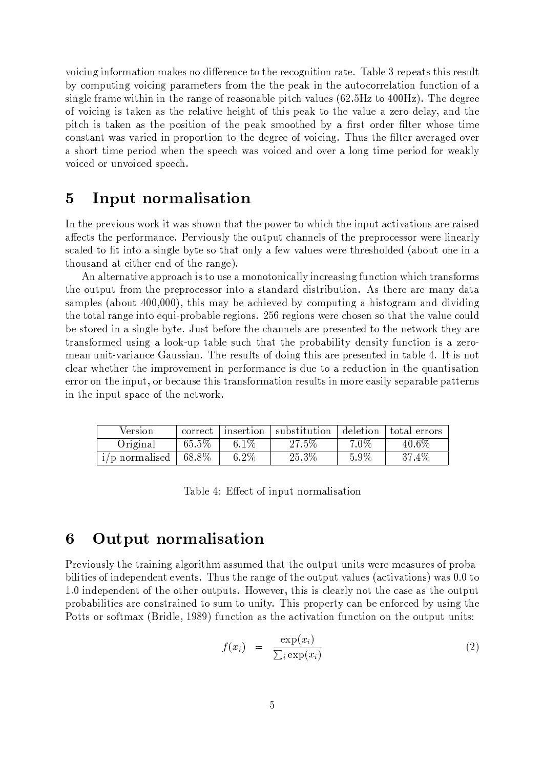voicing information makes no difference to the recognition rate. Table 3 repeats this result by computing voicing parameters from the the peak in the autocorrelation function of a single frame within in the range of reasonable pitch values (62.5Hz to 400Hz). The degree of voicing is taken as the relative height of this peak to the value a zero delay, and the pitch is taken as the position of the peak smoothed by a first order filter whose time constant was varied in proportion to the degree of voicing. Thus the filter averaged over a short time period when the speech was voiced and over a long time period for weakly voiced or unvoiced speech.

# 5 Input normalisation

In the previous work it was shown that the power to which the input activations are raised affects the performance. Perviously the output channels of the preprocessor were linearly scaled to fit into a single byte so that only a few values were thresholded (about one in a thousand at either end of the range).

An alternative approach is to use a monotonically increasing function which transforms the output from the preprocessor into a standard distribution. As there are many data samples (about 400,000), this may be achieved by computing a histogram and dividing the total range into equi-probable regions. 256 regions were chosen so that the value could be stored in a single byte. Just before the channels are presented to the network they are transformed using a look-up table such that the probability density function is a zero-mean unit-variance Gaussian. The results of doing this are presented in table 4. It is not clear whether the improvement in performance is due to a reduction in the quantisation error on the input, or because this transformation results in more easily separable patterns in the input space of the network.

| Version | correct | insertion | substitution | deletion | total errors |
|---|---|---|---|---|---|
| Original | 65.5% | 6.1% | 27.5% | 7.0% | 40.6% |
| i/p normalised | 68.8% | 6.2% | 25.3% | 5.9% | 37.4% |

Table 4: Effect of input normalisation

# 6 Output normalisation

Previously the training algorithm assumed that the output units were measures of probabilities of independent events. Thus the range of the output values (activations) was 0.0 to 1.0 independent of the other outputs. However, this is clearly not the case as the output probabilities are constrained to sum to unity. This property can be enforced by using the Potts or softmax (Bridle, 1989) function as the activation function on the output units:

$$f(x_i) = \frac{\exp(x_i)}{\sum_i \exp(x_i)} \tag{2}$$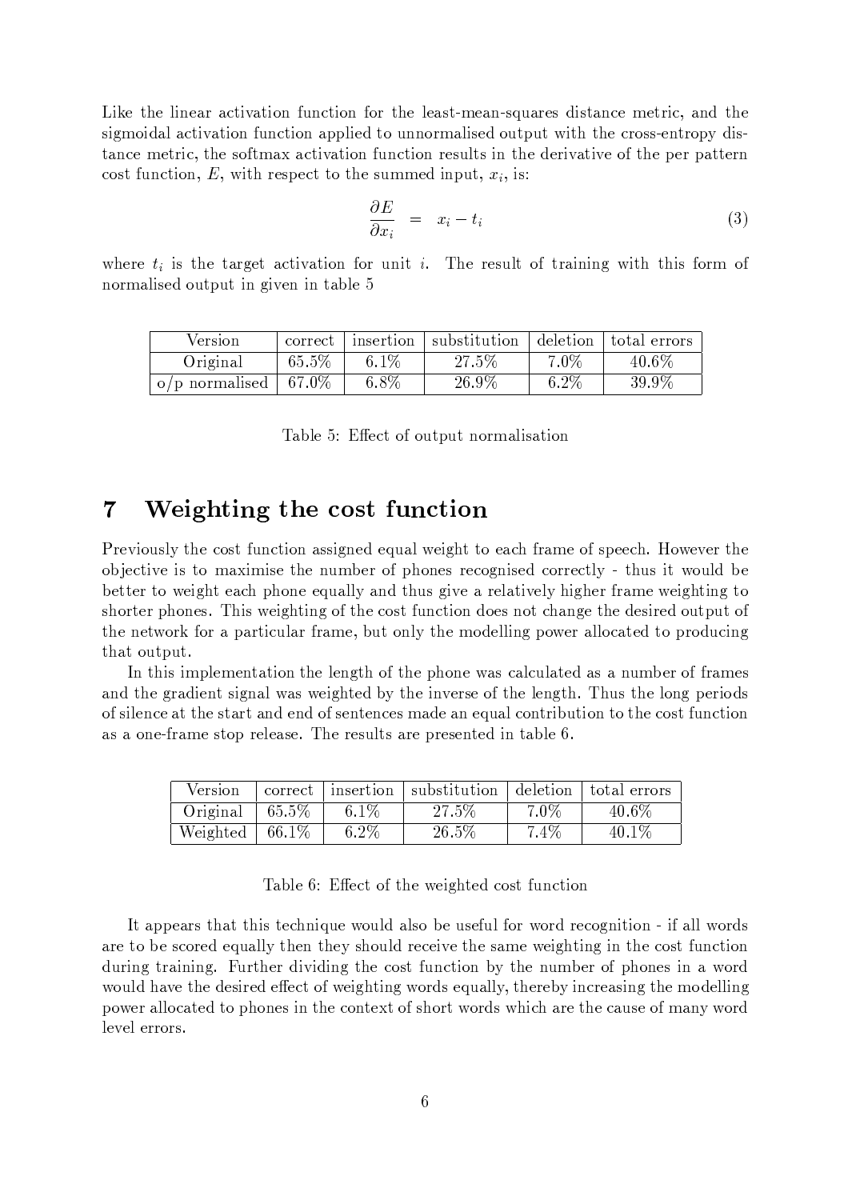Like the linear activation function for the least-mean-squares distance metric, and the sigmoidal activation function applied to unnormalised output with the cross-entropy distance metric, the softmax activation function results in the derivative of the per pattern cost function, $E$, with respect to the summed input, $x_i$, is:

$$\frac{\partial E}{\partial x_i} = x_i - t_i \tag{3}$$

where $t_i$ is the target activation for unit $i$. The result of training with this form of normalised output in given in table 5

| Version | correct | insertion | substitution | deletion | total errors |
|---|---|---|---|---|---|
| Original | 65.5% | 6.1% | 27.5% | 7.0% | 40.6% |
| o/p normalised | 67.0% | 6.8% | 26.9% | 6.2% | 39.9% |

Table 5: Effect of output normalisation

# 7 Weighting the cost function

Previously the cost function assigned equal weight to each frame of speech. However the objective is to maximise the number of phones recognised correctly - thus it would be better to weight each phone equally and thus give a relatively higher frame weighting to shorter phones. This weighting of the cost function does not change the desired output of the network for a particular frame, but only the modelling power allocated to producing that output.

In this implementation the length of the phone was calculated as a number of frames and the gradient signal was weighted by the inverse of the length. Thus the long periods of silence at the start and end of sentences made an equal contribution to the cost function as a one-frame stop release. The results are presented in table 6.

| Version | correct | insertion | substitution | deletion | total errors |
|---|---|---|---|---|---|
| Original | 65.5% | 6.1% | 27.5% | 7.0% | 40.6% |
| Weighted | 66.1% | 6.2% | 26.5% | 7.4% | 40.1% |

Table 6: Effect of the weighted cost function

It appears that this technique would also be useful for word recognition - if all words are to be scored equally then they should receive the same weighting in the cost function during training. Further dividing the cost function by the number of phones in a word would have the desired effect of weighting words equally, thereby increasing the modelling power allocated to phones in the context of short words which are the cause of many word level errors.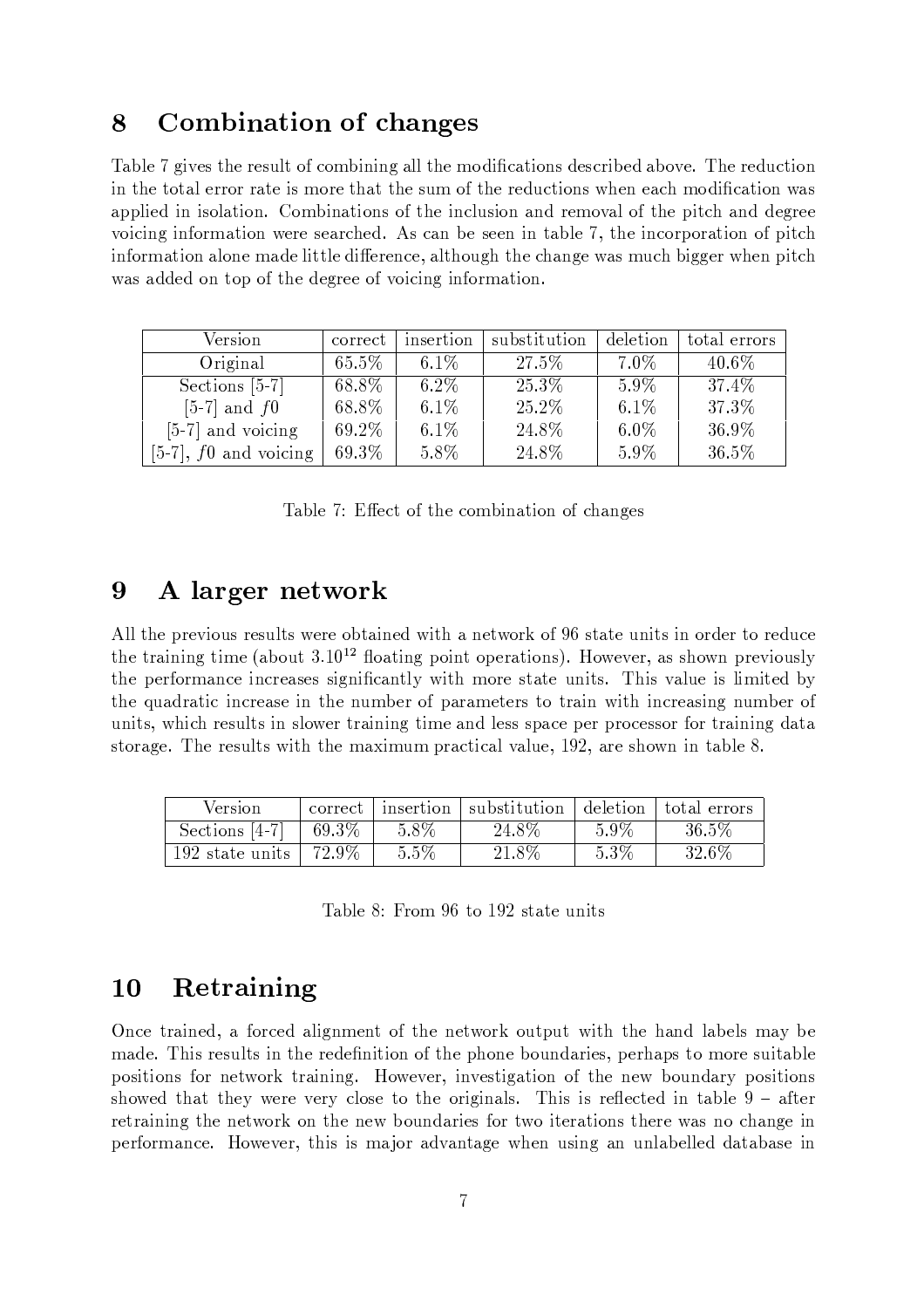## 8 Combination of changes

Table 7 gives the result of combining all the modifications described above. The reduction in the total error rate is more that the sum of the reductions when each modification was applied in isolation. Combinations of the inclusion and removal of the pitch and degree voicing information were searched. As can be seen in table 7, the incorporation of pitch information alone made little difference, although the change was much bigger when pitch was added on top of the degree of voicing information.

| Version | correct | insertion | substitution | deletion | total errors |
|---|---|---|---|---|---|
| Original | 65.5% | 6.1% | 27.5% | 7.0% | 40.6% |
| Sections [5-7] | 68.8% | 6.2% | 25.3% | 5.9% | 37.4% |
| [5-7] and $f0$ | 68.8% | 6.1% | 25.2% | 6.1% | 37.3% |
| [5-7] and voicing | 69.2% | 6.1% | 24.8% | 6.0% | 36.9% |
| [5-7], $f0$ and voicing | 69.3% | 5.8% | 24.8% | 5.9% | 36.5% |

Table 7: Effect of the combination of changes

## 9 A larger network

All the previous results were obtained with a network of 96 state units in order to reduce the training time (about $3.10^{12}$ floating point operations). However, as shown previously the performance increases significantly with more state units. This value is limited by the quadratic increase in the number of parameters to train with increasing number of units, which results in slower training time and less space per processor for training data storage. The results with the maximum practical value, 192, are shown in table 8.

| Version | correct | insertion | substitution | deletion | total errors |
|---|---|---|---|---|---|
| Sections [4-7] | 69.3% | 5.8% | 24.8% | 5.9% | 36.5% |
| 192 state units | 72.9% | 5.5% | 21.8% | 5.3% | 32.6% |

Table 8: From 96 to 192 state units

## 10 Retraining

Once trained, a forced alignment of the network output with the hand labels may be made. This results in the redefinition of the phone boundaries, perhaps to more suitable positions for network training. However, investigation of the new boundary positions showed that they were very close to the originals. This is reflected in table 9 – after retraining the network on the new boundaries for two iterations there was no change in performance. However, this is major advantage when using an unlabelled database in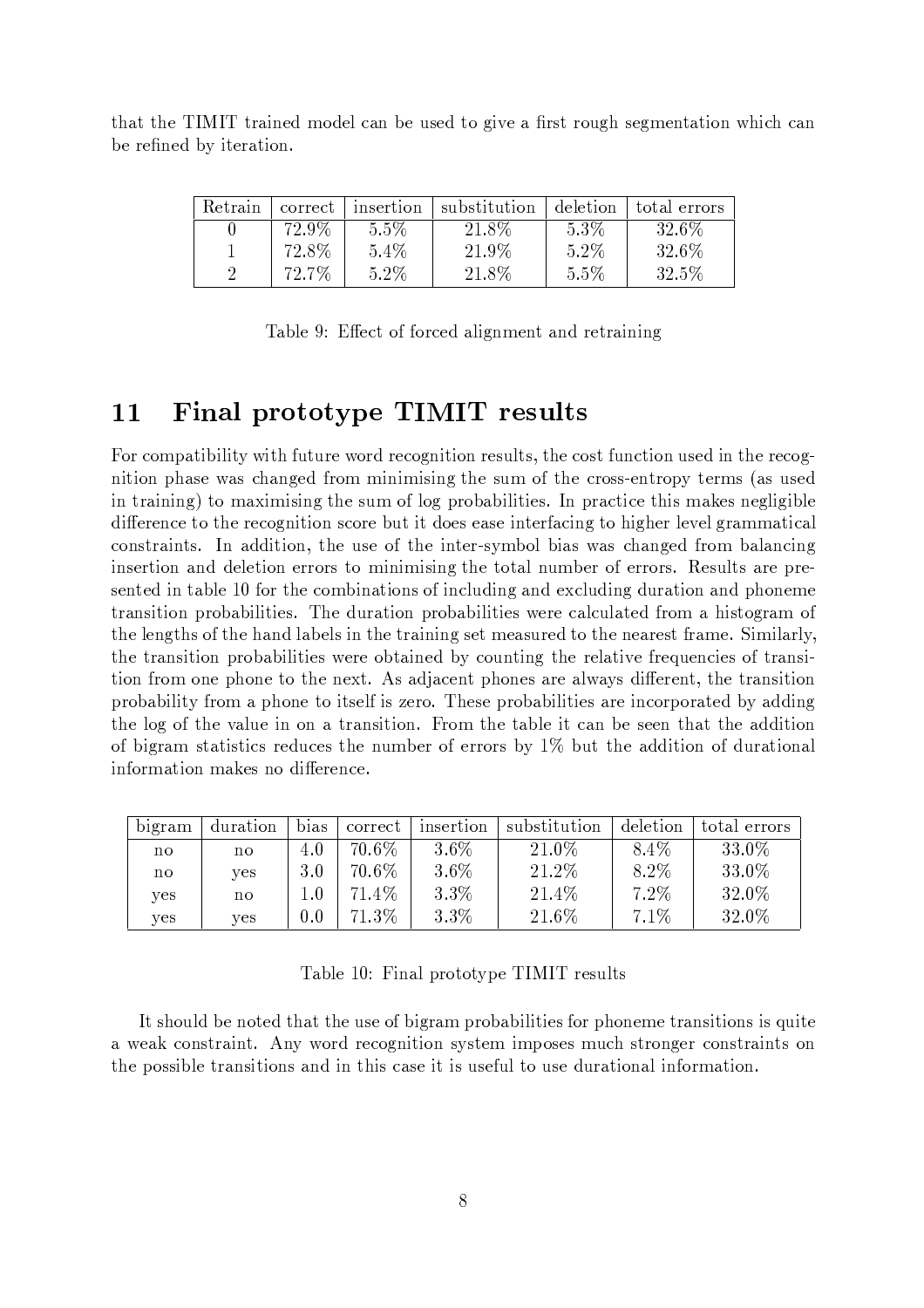that the TIMIT trained model can be used to give a first rough segmentation which can be refined by iteration.

| Retrain | correct | insertion | substitution | deletion | total errors |
|---|---|---|---|---|---|
| 0 | 72.9% | 5.5% | 21.8% | 5.3% | 32.6% |
| 1 | 72.8% | 5.4% | 21.9% | 5.2% | 32.6% |
| 2 | 72.7% | 5.2% | 21.8% | 5.5% | 32.5% |

Table 9: Effect of forced alignment and retraining

# 11 Final prototype TIMIT results

For compatibility with future word recognition results, the cost function used in the recognition phase was changed from minimising the sum of the cross-entropy terms (as used in training) to maximising the sum of log probabilities. In practice this makes negligible difference to the recognition score but it does ease interfacing to higher level grammatical constraints. In addition, the use of the inter-symbol bias was changed from balancing insertion and deletion errors to minimising the total number of errors. Results are presented in table 10 for the combinations of including and excluding duration and phoneme transition probabilities. The duration probabilities were calculated from a histogram of the lengths of the hand labels in the training set measured to the nearest frame. Similarly, the transition probabilities were obtained by counting the relative frequencies of transition from one phone to the next. As adjacent phones are always different, the transition probability from a phone to itself is zero. These probabilities are incorporated by adding the log of the value in on a transition. From the table it can be seen that the addition of bigram statistics reduces the number of errors by 1% but the addition of durational information makes no difference.

| bigram | duration | bias | correct | insertion | substitution | deletion | total errors |
|---|---|---|---|---|---|---|---|
| no | no | 4.0 | 70.6% | 3.6% | 21.0% | 8.4% | 33.0% |
| no | yes | 3.0 | 70.6% | 3.6% | 21.2% | 8.2% | 33.0% |
| yes | no | 1.0 | 71.4% | 3.3% | 21.4% | 7.2% | 32.0% |
| yes | yes | 0.0 | 71.3% | 3.3% | 21.6% | 7.1% | 32.0% |

Table 10: Final prototype TIMIT results

It should be noted that the use of bigram probabilities for phoneme transitions is quite a weak constraint. Any word recognition system imposes much stronger constraints on the possible transitions and in this case it is useful to use durational information.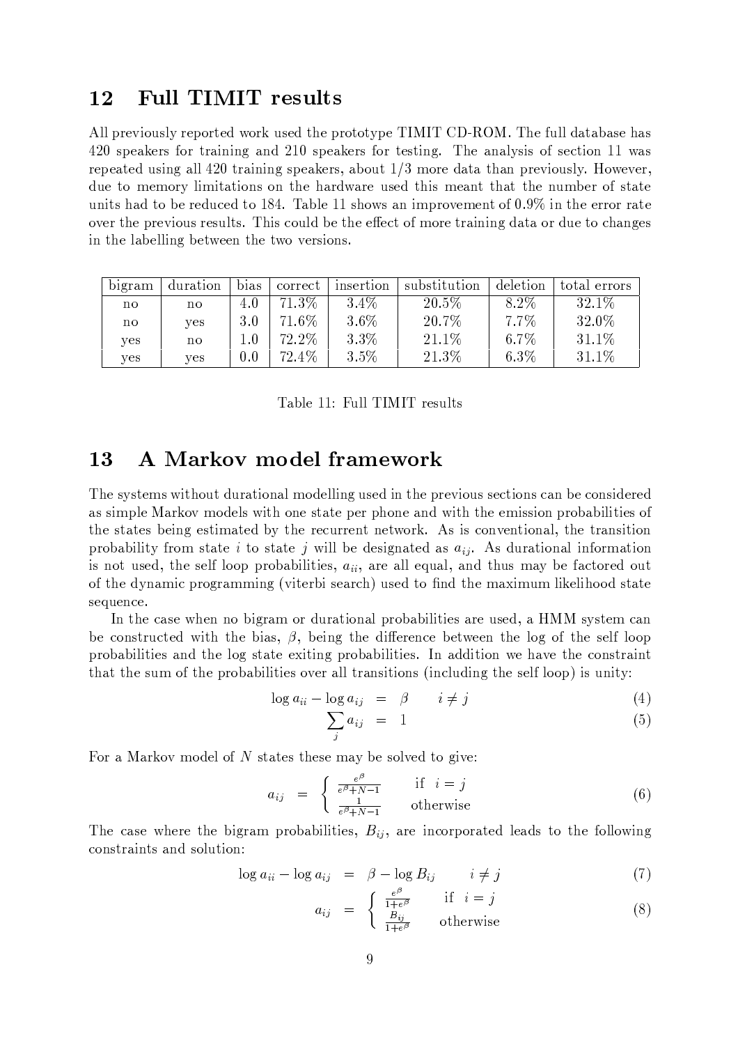## 12 Full TIMIT results

All previously reported work used the prototype TIMIT CD-ROM. The full database has 420 speakers for training and 210 speakers for testing. The analysis of section 11 was repeated using all 420 training speakers, about 1/3 more data than previously. However, due to memory limitations on the hardware used this meant that the number of state units had to be reduced to 184. Table 11 shows an improvement of 0.9% in the error rate over the previous results. This could be the effect of more training data or due to changes in the labelling between the two versions.

| bigram | duration | bias | correct | insertion | substitution | deletion | total errors |
|---|---|---|---|---|---|---|---|
| no | no | 4.0 | 71.3% | 3.4% | 20.5% | 8.2% | 32.1% |
| no | yes | 3.0 | 71.6% | 3.6% | 20.7% | 7.7% | 32.0% |
| yes | no | 1.0 | 72.2% | 3.3% | 21.1% | 6.7% | 31.1% |
| yes | yes | 0.0 | 72.4% | 3.5% | 21.3% | 6.3% | 31.1% |

Table 11: Full TIMIT results

## 13 A Markov model framework

The systems without durational modelling used in the previous sections can be considered as simple Markov models with one state per phone and with the emission probabilities of the states being estimated by the recurrent network. As is conventional, the transition probability from state $i$ to state $j$ will be designated as $a_{ij}$. As durational information is not used, the self loop probabilities, $a_{ii}$, are all equal, and thus may be factored out of the dynamic programming (viterbi search) used to find the maximum likelihood state sequence.

In the case when no bigram or durational probabilities are used, a HMM system can be constructed with the bias, $\beta$, being the difference between the log of the self loop probabilities and the log state exiting probabilities. In addition we have the constraint that the sum of the probabilities over all transitions (including the self loop) is unity:

$$\log a_{ii} - \log a_{ij} = \beta \qquad i \neq j \tag{4}$$

$$\sum_j a_{ij} = 1 \tag{5}$$

For a Markov model of $N$ states these may be solved to give:

$$a_{ij} = \begin{cases} \frac{e^\beta}{e^\beta + N - 1} & \text{if} \quad i = j \\ \frac{1}{e^\beta + N - 1} & \text{otherwise} \end{cases} \tag{6}$$

The case where the bigram probabilities, $B_{ij}$, are incorporated leads to the following constraints and solution:

$$\log a_{ii} - \log a_{ij} = \beta - \log B_{ij} \qquad i \neq j \tag{7}$$

$$a_{ij} = \begin{cases} \frac{e^\beta}{1 + e^\beta} & \text{if} \quad i = j \\ \frac{B_{ij}}{1 + e^\beta} & \text{otherwise} \end{cases} \tag{8}$$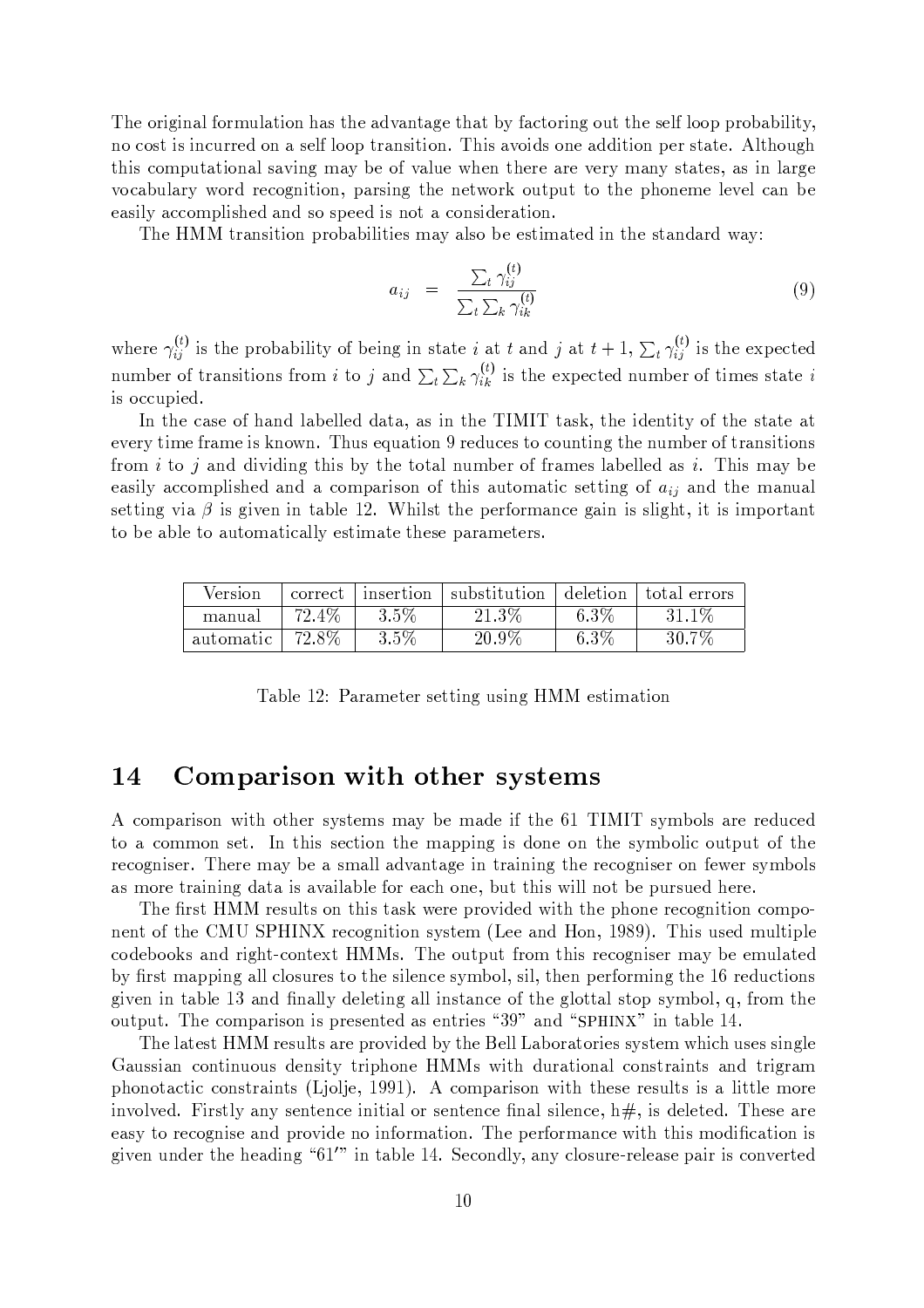The original formulation has the advantage that by factoring out the self loop probability, no cost is incurred on a self loop transition. This avoids one addition per state. Although this computational saving may be of value when there are very many states, as in large vocabulary word recognition, parsing the network output to the phoneme level can be easily accomplished and so speed is not a consideration.

The HMM transition probabilities may also be estimated in the standard way:

$$a_{ij} = \frac{\sum_t \gamma_{ij}^{(t)}}{\sum_t \sum_k \gamma_{ik}^{(t)}} \tag{9}$$

where $\gamma_{ij}^{(t)}$ is the probability of being in state $i$ at $t$ and $j$ at $t+1$, $\sum_t \gamma_{ij}^{(t)}$ is the expected number of transitions from $i$ to $j$ and $\sum_t \sum_k \gamma_{ik}^{(t)}$ is the expected number of times state $i$ is occupied.

In the case of hand labelled data, as in the TIMIT task, the identity of the state at every time frame is known. Thus equation 9 reduces to counting the number of transitions from $i$ to $j$ and dividing this by the total number of frames labelled as $i$. This may be easily accomplished and a comparison of this automatic setting of $a_{ij}$ and the manual setting via $\beta$ is given in table 12. Whilst the performance gain is slight, it is important to be able to automatically estimate these parameters.

| Version | correct | insertion | substitution | deletion | total errors |
|---|---|---|---|---|---|
| manual | 72.4% | 3.5% | 21.3% | 6.3% | 31.1% |
| automatic | 72.8% | 3.5% | 20.9% | 6.3% | 30.7% |

Table 12: Parameter setting using HMM estimation

## 14 Comparison with other systems

A comparison with other systems may be made if the 61 TIMIT symbols are reduced to a common set. In this section the mapping is done on the symbolic output of the recogniser. There may be a small advantage in training the recogniser on fewer symbols as more training data is available for each one, but this will not be pursued here.

The first HMM results on this task were provided with the phone recognition component of the CMU SPHINX recognition system (Lee and Hon, 1989). This used multiple codebooks and right-context HMMs. The output from this recogniser may be emulated by first mapping all closures to the silence symbol, sil, then performing the 16 reductions given in table 13 and finally deleting all instance of the glottal stop symbol, q, from the output. The comparison is presented as entries "39" and "SPHINX" in table 14.

The latest HMM results are provided by the Bell Laboratories system which uses single Gaussian continuous density triphone HMMs with durational constraints and trigram phonotactic constraints (Ljolje, 1991). A comparison with these results is a little more involved. Firstly any sentence initial or sentence final silence, h#, is deleted. These are easy to recognise and provide no information. The performance with this modification is given under the heading "61′" in table 14. Secondly, any closure-release pair is converted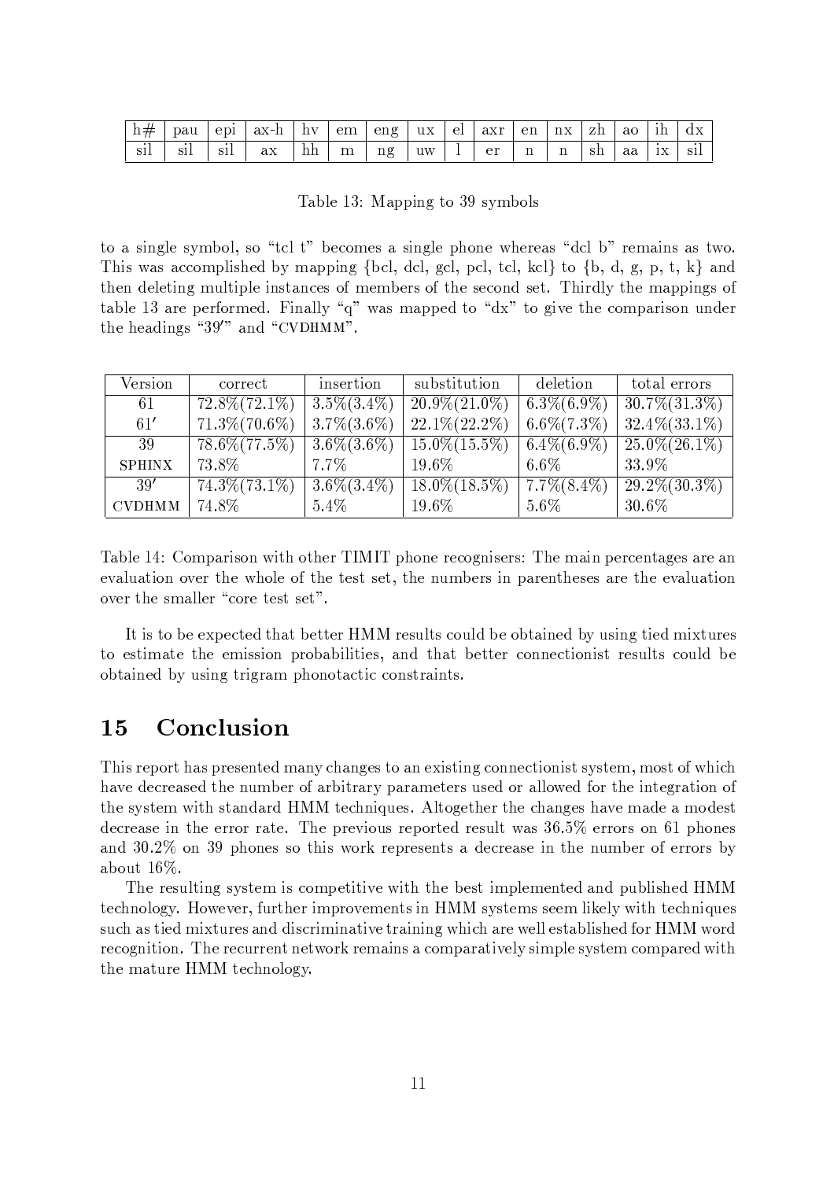| | | | | | | | | | | | | | | | |
|---|---|---|---|---|---|---|---|---|---|---|---|---|---|---|---|
| h# | pau | epi | ax-h | hv | em | eng | ux | el | axr | en | nx | zh | ao | ih | dx |
| sil | sil | sil | ax | hh | m | ng | uw | l | er | n | n | sh | aa | ix | sil |

Table 13: Mapping to 39 symbols

to a single symbol, so "tcl t" becomes a single phone whereas "dcl b" remains as two. This was accomplished by mapping {bcl, dcl, gcl, pcl, tcl, kcl} to {b, d, g, p, t, k} and then deleting multiple instances of members of the second set. Thirdly the mappings of table 13 are performed. Finally "q" was mapped to "dx" to give the comparison under the headings "39′" and "CVDHMM".

| Version | correct | insertion | substitution | deletion | total errors |
|---|---|---|---|---|---|
| 61 | 72.8%(72.1%) | 3.5%(3.4%) | 20.9%(21.0%) | 6.3%(6.9%) | 30.7%(31.3%) |
| 61′ | 71.3%(70.6%) | 3.7%(3.6%) | 22.1%(22.2%) | 6.6%(7.3%) | 32.4%(33.1%) |
| 39 | 78.6%(77.5%) | 3.6%(3.6%) | 15.0%(15.5%) | 6.4%(6.9%) | 25.0%(26.1%) |
| SPHINX | 73.8% | 7.7% | 19.6% | 6.6% | 33.9% |
| 39′ | 74.3%(73.1%) | 3.6%(3.4%) | 18.0%(18.5%) | 7.7%(8.4%) | 29.2%(30.3%) |
| CVDHMM | 74.8% | 5.4% | 19.6% | 5.6% | 30.6% |

Table 14: Comparison with other TIMIT phone recognisers: The main percentages are an evaluation over the whole of the test set, the numbers in parentheses are the evaluation over the smaller "core test set".

It is to be expected that better HMM results could be obtained by using tied mixtures to estimate the emission probabilities, and that better connectionist results could be obtained by using trigram phonotactic constraints.

# 15 Conclusion

This report has presented many changes to an existing connectionist system, most of which have decreased the number of arbitrary parameters used or allowed for the integration of the system with standard HMM techniques. Altogether the changes have made a modest decrease in the error rate. The previous reported result was 36.5% errors on 61 phones and 30.2% on 39 phones so this work represents a decrease in the number of errors by about 16%.

The resulting system is competitive with the best implemented and published HMM technology. However, further improvements in HMM systems seem likely with techniques such as tied mixtures and discriminative training which are well established for HMM word recognition. The recurrent network remains a comparatively simple system compared with the mature HMM technology.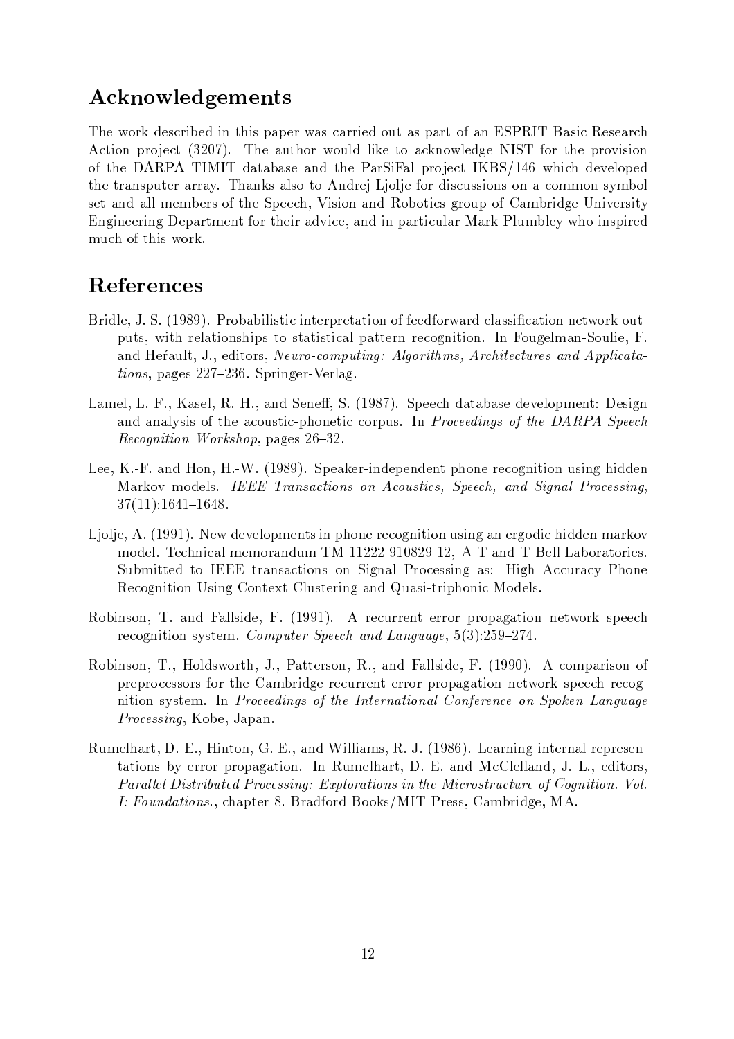## Acknowledgements

The work described in this paper was carried out as part of an ESPRIT Basic Research Action project (3207). The author would like to acknowledge NIST for the provision of the DARPA TIMIT database and the ParSiFal project IKBS/146 which developed the transputer array. Thanks also to Andrej Ljolje for discussions on a common symbol set and all members of the Speech, Vision and Robotics group of Cambridge University Engineering Department for their advice, and in particular Mark Plumbley who inspired much of this work.

## References

Bridle, J. S. (1989). Probabilistic interpretation of feedforward classification network outputs, with relationships to statistical pattern recognition. In Fougelman-Soulie, F. and Hérault, J., editors, *Neuro-computing: Algorithms, Architectures and Applicatations*, pages 227–236. Springer-Verlag.

Lamel, L. F., Kasel, R. H., and Seneff, S. (1987). Speech database development: Design and analysis of the acoustic-phonetic corpus. In *Proceedings of the DARPA Speech Recognition Workshop*, pages 26–32.

Lee, K.-F. and Hon, H.-W. (1989). Speaker-independent phone recognition using hidden Markov models. *IEEE Transactions on Acoustics, Speech, and Signal Processing*, 37(11):1641–1648.

Ljolje, A. (1991). New developments in phone recognition using an ergodic hidden markov model. Technical memorandum TM-11222-910829-12, A T and T Bell Laboratories. Submitted to IEEE transactions on Signal Processing as: High Accuracy Phone Recognition Using Context Clustering and Quasi-triphonic Models.

Robinson, T. and Fallside, F. (1991). A recurrent error propagation network speech recognition system. *Computer Speech and Language*, 5(3):259–274.

Robinson, T., Holdsworth, J., Patterson, R., and Fallside, F. (1990). A comparison of preprocessors for the Cambridge recurrent error propagation network speech recognition system. In *Proceedings of the International Conference on Spoken Language Processing*, Kobe, Japan.

Rumelhart, D. E., Hinton, G. E., and Williams, R. J. (1986). Learning internal representations by error propagation. In Rumelhart, D. E. and McClelland, J. L., editors, *Parallel Distributed Processing: Explorations in the Microstructure of Cognition. Vol. I: Foundations.*, chapter 8. Bradford Books/MIT Press, Cambridge, MA.